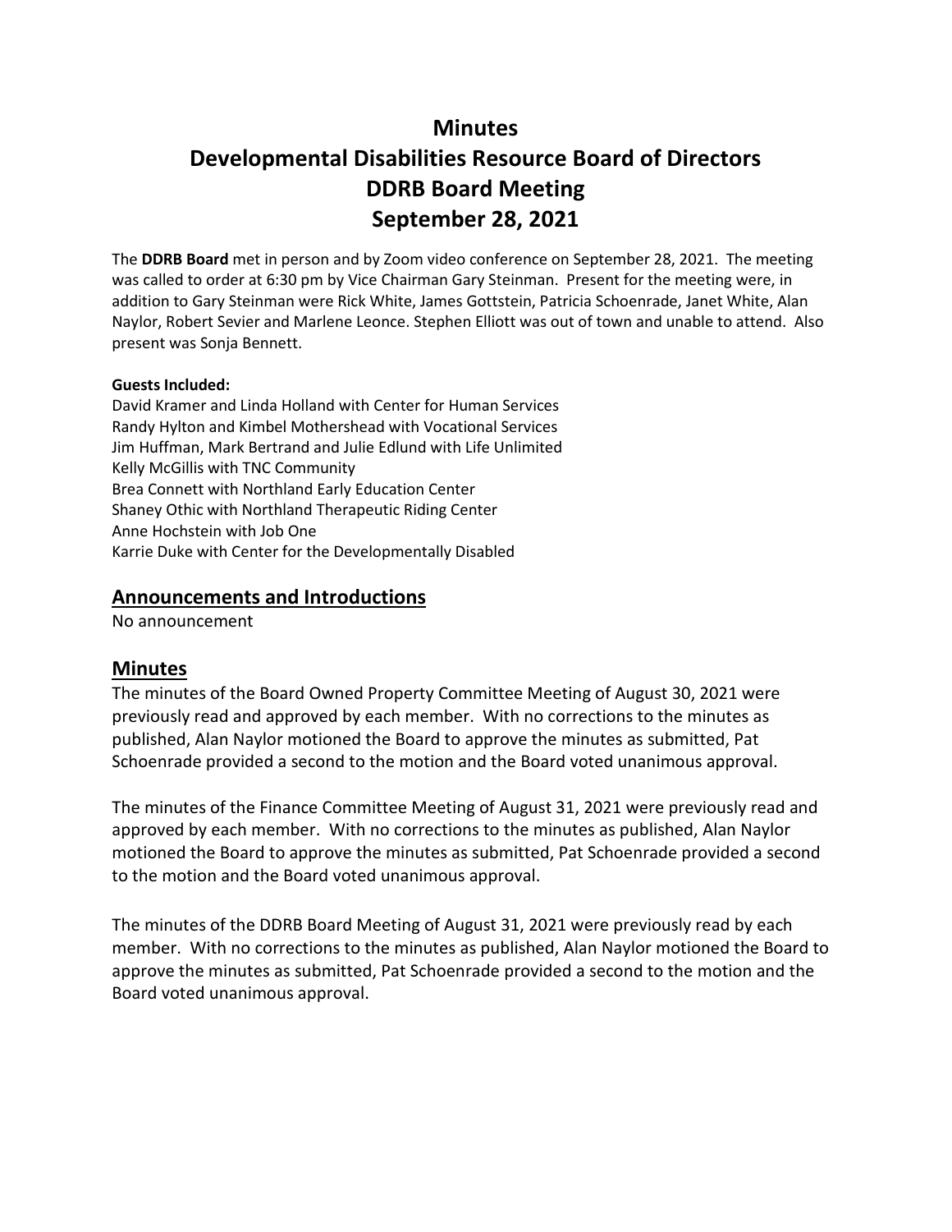# Minutes
# Developmental Disabilities Resource Board of Directors
# DDRB Board Meeting
# September 28, 2021

The **DDRB Board** met in person and by Zoom video conference on September 28, 2021. The meeting was called to order at 6:30 pm by Vice Chairman Gary Steinman. Present for the meeting were, in addition to Gary Steinman were Rick White, James Gottstein, Patricia Schoenrade, Janet White, Alan Naylor, Robert Sevier and Marlene Leonce. Stephen Elliott was out of town and unable to attend. Also present was Sonja Bennett.

**Guests Included:**
David Kramer and Linda Holland with Center for Human Services
Randy Hylton and Kimbel Mothershead with Vocational Services
Jim Huffman, Mark Bertrand and Julie Edlund with Life Unlimited
Kelly McGillis with TNC Community
Brea Connett with Northland Early Education Center
Shaney Othic with Northland Therapeutic Riding Center
Anne Hochstein with Job One
Karrie Duke with Center for the Developmentally Disabled

## Announcements and Introductions

No announcement

## Minutes

The minutes of the Board Owned Property Committee Meeting of August 30, 2021 were previously read and approved by each member. With no corrections to the minutes as published, Alan Naylor motioned the Board to approve the minutes as submitted, Pat Schoenrade provided a second to the motion and the Board voted unanimous approval.

The minutes of the Finance Committee Meeting of August 31, 2021 were previously read and approved by each member. With no corrections to the minutes as published, Alan Naylor motioned the Board to approve the minutes as submitted, Pat Schoenrade provided a second to the motion and the Board voted unanimous approval.

The minutes of the DDRB Board Meeting of August 31, 2021 were previously read by each member. With no corrections to the minutes as published, Alan Naylor motioned the Board to approve the minutes as submitted, Pat Schoenrade provided a second to the motion and the Board voted unanimous approval.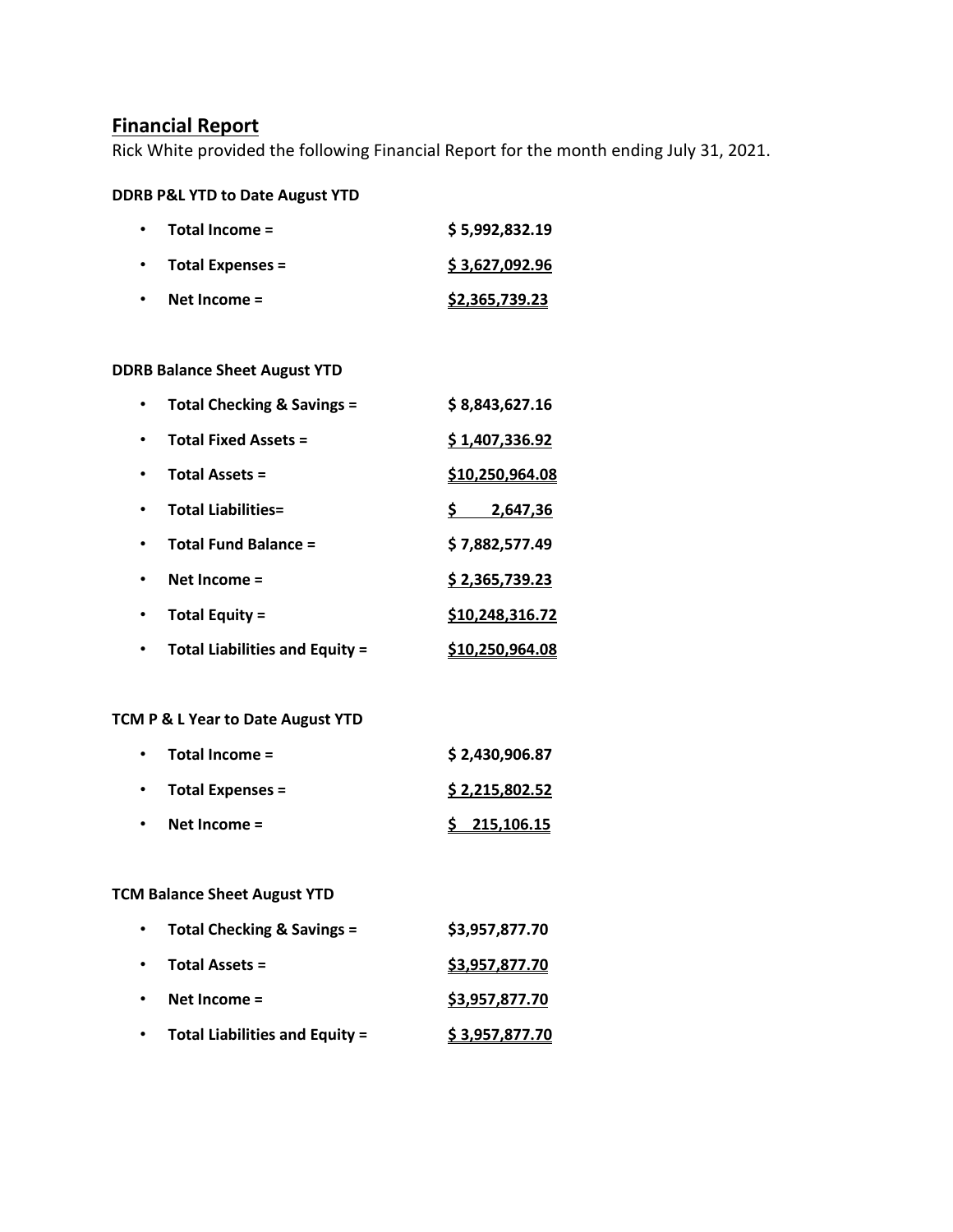## Financial Report

Rick White provided the following Financial Report for the month ending July 31, 2021.

**DDRB P&L YTD to Date August YTD**

- **Total Income =** **$ 5,992,832.19**
- **Total Expenses =** **$ 3,627,092.96**
- **Net Income =** **$2,365,739.23**

**DDRB Balance Sheet August YTD**

- **Total Checking & Savings =** **$ 8,843,627.16**
- **Total Fixed Assets =** **$ 1,407,336.92**
- **Total Assets =** **$10,250,964.08**
- **Total Liabilities=** **$ 2,647,36**
- **Total Fund Balance =** **$ 7,882,577.49**
- **Net Income =** **$ 2,365,739.23**
- **Total Equity =** **$10,248,316.72**
- **Total Liabilities and Equity =** **$10,250,964.08**

**TCM P & L Year to Date August YTD**

- **Total Income =** **$ 2,430,906.87**
- **Total Expenses =** **$ 2,215,802.52**
- **Net Income =** **$ 215,106.15**

**TCM Balance Sheet August YTD**

- **Total Checking & Savings =** **$3,957,877.70**
- **Total Assets =** **$3,957,877.70**
- **Net Income =** **$3,957,877.70**
- **Total Liabilities and Equity =** **$ 3,957,877.70**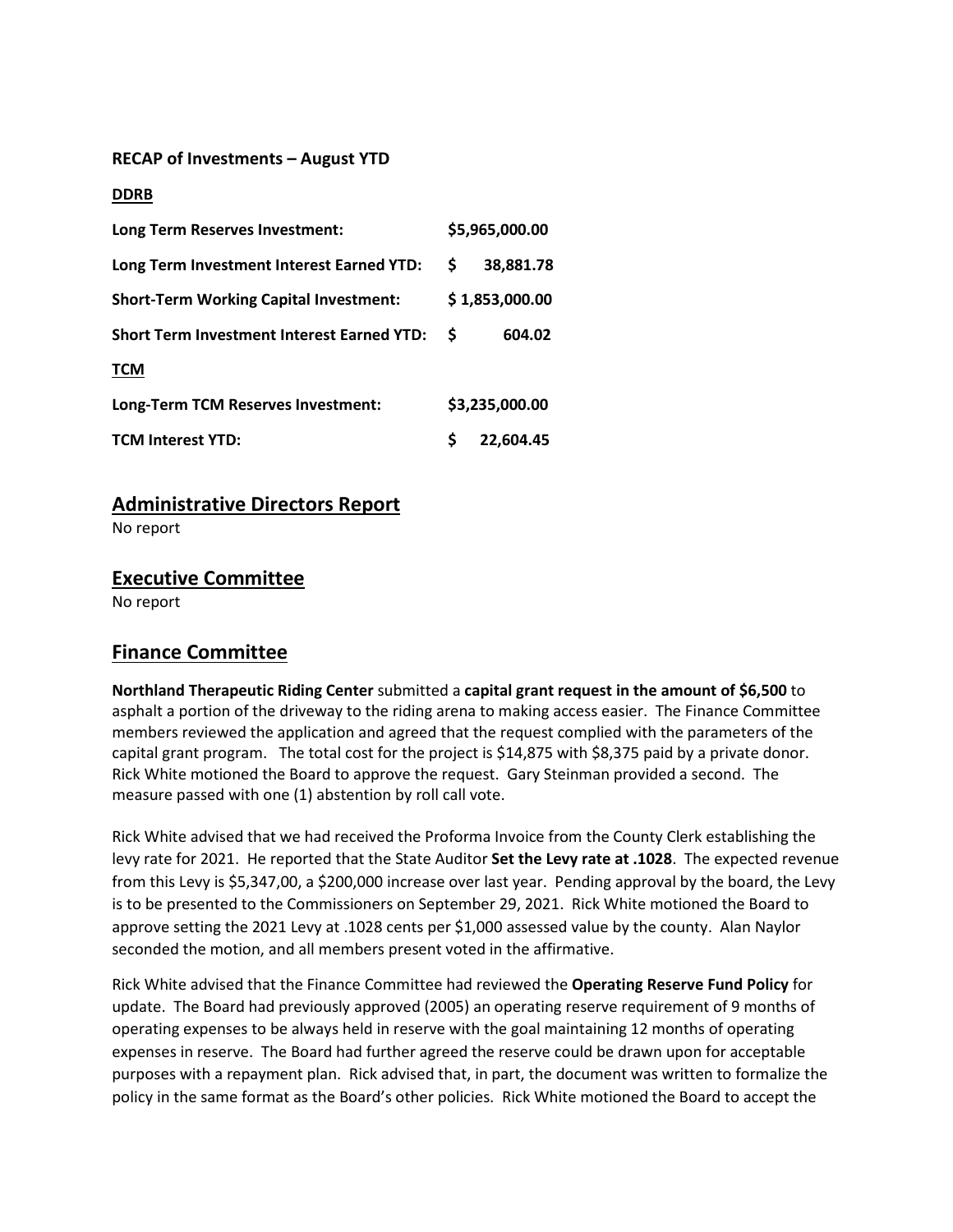**RECAP of Investments – August YTD**

**DDRB**

| | |
|---|---|
| **Long Term Reserves Investment:** | **$5,965,000.00** |
| **Long Term Investment Interest Earned YTD:** | **$ 38,881.78** |
| **Short-Term Working Capital Investment:** | **$ 1,853,000.00** |
| **Short Term Investment Interest Earned YTD:** | **$ 604.02** |

**TCM**

| | |
|---|---|
| **Long-Term TCM Reserves Investment:** | **$3,235,000.00** |
| **TCM Interest YTD:** | **$ 22,604.45** |

## Administrative Directors Report

No report

## Executive Committee

No report

## Finance Committee

**Northland Therapeutic Riding Center** submitted a **capital grant request in the amount of $6,500** to asphalt a portion of the driveway to the riding arena to making access easier. The Finance Committee members reviewed the application and agreed that the request complied with the parameters of the capital grant program. The total cost for the project is $14,875 with $8,375 paid by a private donor. Rick White motioned the Board to approve the request. Gary Steinman provided a second. The measure passed with one (1) abstention by roll call vote.

Rick White advised that we had received the Proforma Invoice from the County Clerk establishing the levy rate for 2021. He reported that the State Auditor **Set the Levy rate at .1028**. The expected revenue from this Levy is $5,347,00, a $200,000 increase over last year. Pending approval by the board, the Levy is to be presented to the Commissioners on September 29, 2021. Rick White motioned the Board to approve setting the 2021 Levy at .1028 cents per $1,000 assessed value by the county. Alan Naylor seconded the motion, and all members present voted in the affirmative.

Rick White advised that the Finance Committee had reviewed the **Operating Reserve Fund Policy** for update. The Board had previously approved (2005) an operating reserve requirement of 9 months of operating expenses to be always held in reserve with the goal maintaining 12 months of operating expenses in reserve. The Board had further agreed the reserve could be drawn upon for acceptable purposes with a repayment plan. Rick advised that, in part, the document was written to formalize the policy in the same format as the Board's other policies. Rick White motioned the Board to accept the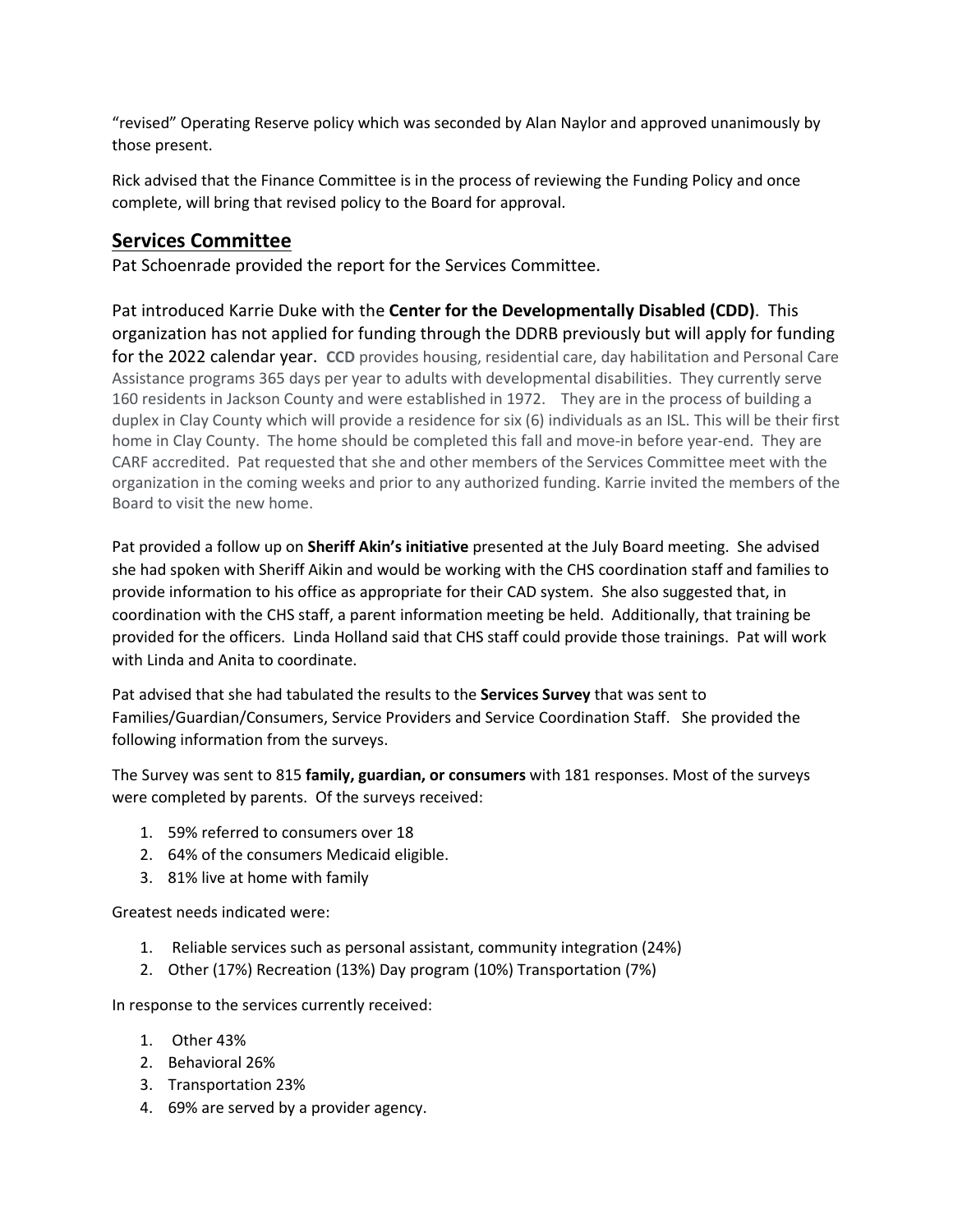"revised" Operating Reserve policy which was seconded by Alan Naylor and approved unanimously by those present.

Rick advised that the Finance Committee is in the process of reviewing the Funding Policy and once complete, will bring that revised policy to the Board for approval.

## Services Committee

Pat Schoenrade provided the report for the Services Committee.

Pat introduced Karrie Duke with the **Center for the Developmentally Disabled (CDD)**. This organization has not applied for funding through the DDRB previously but will apply for funding for the 2022 calendar year. **CCD** provides housing, residential care, day habilitation and Personal Care Assistance programs 365 days per year to adults with developmental disabilities. They currently serve 160 residents in Jackson County and were established in 1972. They are in the process of building a duplex in Clay County which will provide a residence for six (6) individuals as an ISL. This will be their first home in Clay County. The home should be completed this fall and move-in before year-end. They are CARF accredited. Pat requested that she and other members of the Services Committee meet with the organization in the coming weeks and prior to any authorized funding. Karrie invited the members of the Board to visit the new home.

Pat provided a follow up on **Sheriff Akin's initiative** presented at the July Board meeting. She advised she had spoken with Sheriff Aikin and would be working with the CHS coordination staff and families to provide information to his office as appropriate for their CAD system. She also suggested that, in coordination with the CHS staff, a parent information meeting be held. Additionally, that training be provided for the officers. Linda Holland said that CHS staff could provide those trainings. Pat will work with Linda and Anita to coordinate.

Pat advised that she had tabulated the results to the **Services Survey** that was sent to Families/Guardian/Consumers, Service Providers and Service Coordination Staff. She provided the following information from the surveys.

The Survey was sent to 815 **family, guardian, or consumers** with 181 responses. Most of the surveys were completed by parents. Of the surveys received:

1. 59% referred to consumers over 18
2. 64% of the consumers Medicaid eligible.
3. 81% live at home with family

Greatest needs indicated were:

1. Reliable services such as personal assistant, community integration (24%)
2. Other (17%) Recreation (13%) Day program (10%) Transportation (7%)

In response to the services currently received:

1. Other 43%
2. Behavioral 26%
3. Transportation 23%
4. 69% are served by a provider agency.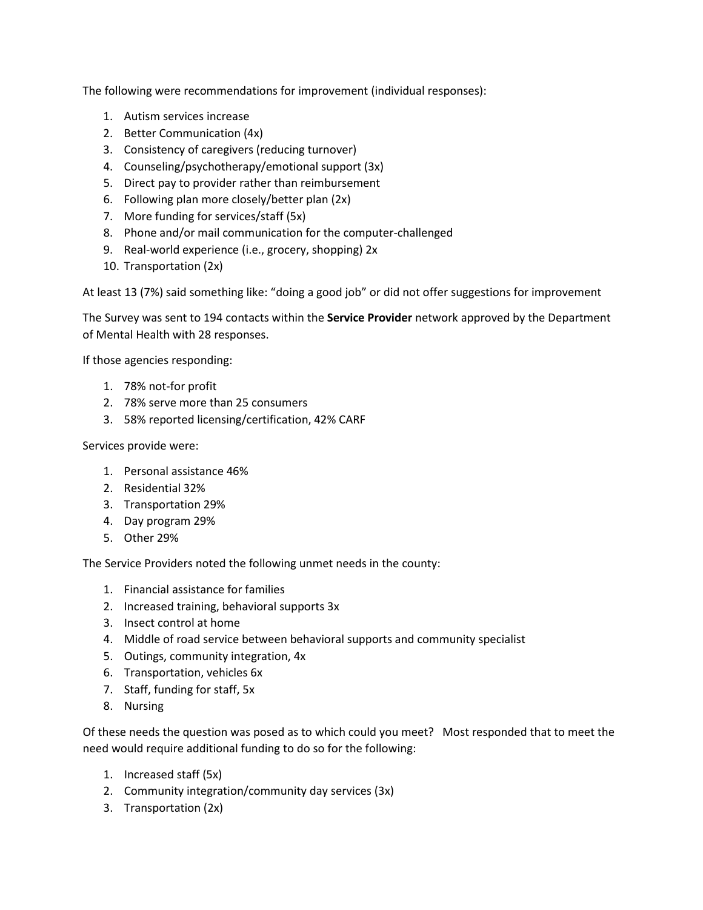The following were recommendations for improvement (individual responses):

1. Autism services increase
2. Better Communication (4x)
3. Consistency of caregivers (reducing turnover)
4. Counseling/psychotherapy/emotional support (3x)
5. Direct pay to provider rather than reimbursement
6. Following plan more closely/better plan (2x)
7. More funding for services/staff (5x)
8. Phone and/or mail communication for the computer-challenged
9. Real-world experience (i.e., grocery, shopping) 2x
10. Transportation (2x)

At least 13 (7%) said something like: "doing a good job" or did not offer suggestions for improvement

The Survey was sent to 194 contacts within the **Service Provider** network approved by the Department of Mental Health with 28 responses.

If those agencies responding:

1. 78% not-for profit
2. 78% serve more than 25 consumers
3. 58% reported licensing/certification, 42% CARF

Services provide were:

1. Personal assistance 46%
2. Residential 32%
3. Transportation 29%
4. Day program 29%
5. Other 29%

The Service Providers noted the following unmet needs in the county:

1. Financial assistance for families
2. Increased training, behavioral supports 3x
3. Insect control at home
4. Middle of road service between behavioral supports and community specialist
5. Outings, community integration, 4x
6. Transportation, vehicles 6x
7. Staff, funding for staff, 5x
8. Nursing

Of these needs the question was posed as to which could you meet? Most responded that to meet the need would require additional funding to do so for the following:

1. Increased staff (5x)
2. Community integration/community day services (3x)
3. Transportation (2x)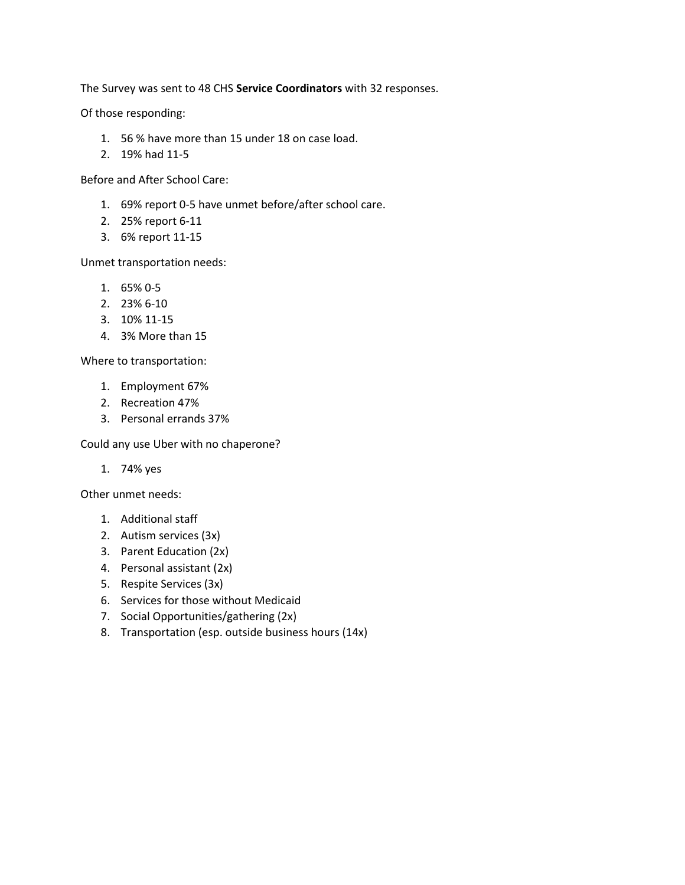The Survey was sent to 48 CHS **Service Coordinators** with 32 responses.

Of those responding:

1. 56 % have more than 15 under 18 on case load.
2. 19% had 11-5

Before and After School Care:

1. 69% report 0-5 have unmet before/after school care.
2. 25% report 6-11
3. 6% report 11-15

Unmet transportation needs:

1. 65% 0-5
2. 23% 6-10
3. 10% 11-15
4. 3% More than 15

Where to transportation:

1. Employment 67%
2. Recreation 47%
3. Personal errands 37%

Could any use Uber with no chaperone?

1. 74% yes

Other unmet needs:

1. Additional staff
2. Autism services (3x)
3. Parent Education (2x)
4. Personal assistant (2x)
5. Respite Services (3x)
6. Services for those without Medicaid
7. Social Opportunities/gathering (2x)
8. Transportation (esp. outside business hours (14x)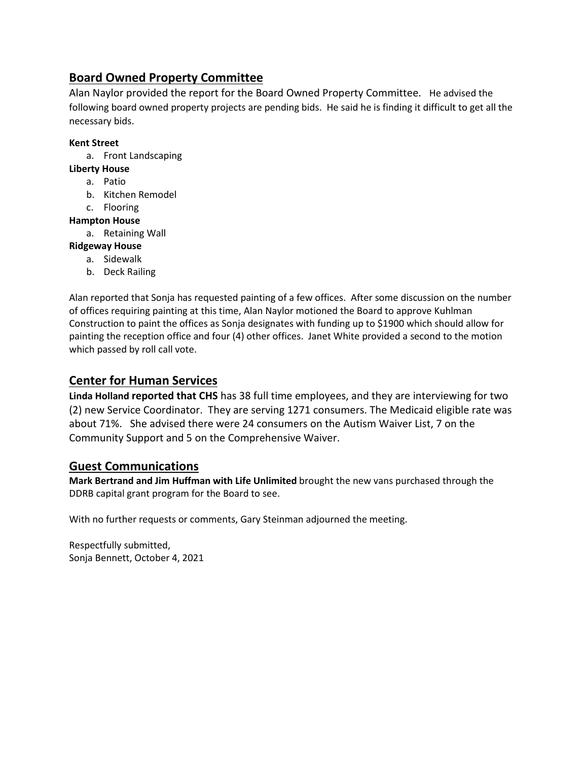## Board Owned Property Committee

Alan Naylor provided the report for the Board Owned Property Committee. He advised the following board owned property projects are pending bids. He said he is finding it difficult to get all the necessary bids.

**Kent Street**

a. Front Landscaping

**Liberty House**

a. Patio
b. Kitchen Remodel
c. Flooring

**Hampton House**

a. Retaining Wall

**Ridgeway House**

a. Sidewalk
b. Deck Railing

Alan reported that Sonja has requested painting of a few offices. After some discussion on the number of offices requiring painting at this time, Alan Naylor motioned the Board to approve Kuhlman Construction to paint the offices as Sonja designates with funding up to $1900 which should allow for painting the reception office and four (4) other offices. Janet White provided a second to the motion which passed by roll call vote.

## Center for Human Services

**Linda Holland reported that CHS** has 38 full time employees, and they are interviewing for two (2) new Service Coordinator. They are serving 1271 consumers. The Medicaid eligible rate was about 71%. She advised there were 24 consumers on the Autism Waiver List, 7 on the Community Support and 5 on the Comprehensive Waiver.

## Guest Communications

**Mark Bertrand and Jim Huffman with Life Unlimited** brought the new vans purchased through the DDRB capital grant program for the Board to see.

With no further requests or comments, Gary Steinman adjourned the meeting.

Respectfully submitted,
Sonja Bennett, October 4, 2021